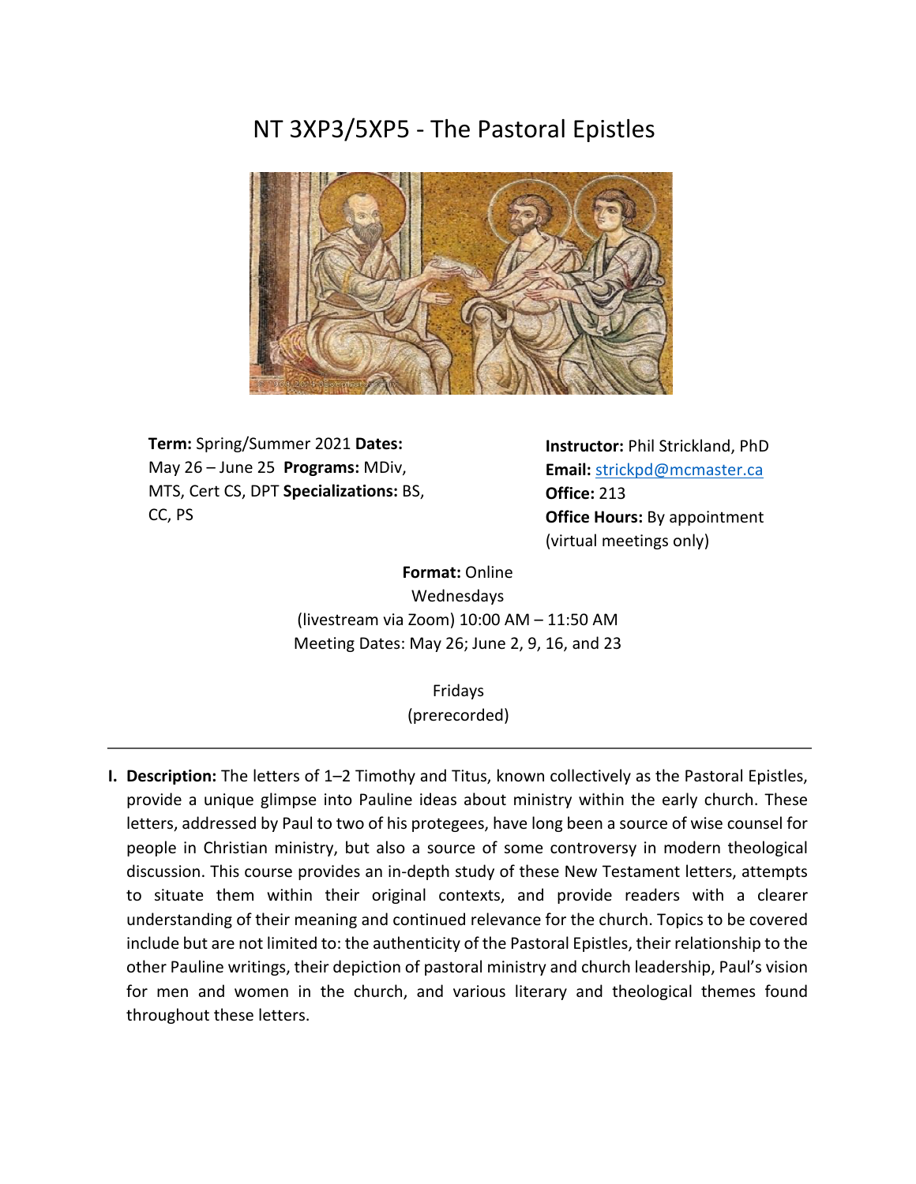# NT 3XP3/5XP5 - The Pastoral Epistles

**Term:** Spring/Summer 2021 **Dates:** May 26 – June 25 **Programs:** MDiv, MTS, Cert CS, DPT **Specializations:** BS, CC, PS

**Instructor:** Phil Strickland, PhD
**Email:** strickpd@mcmaster.ca
**Office:** 213
**Office Hours:** By appointment (virtual meetings only)

**Format:** Online
Wednesdays
(livestream via Zoom) 10:00 AM – 11:50 AM
Meeting Dates: May 26; June 2, 9, 16, and 23

Fridays
(prerecorded)

---

**I. Description:** The letters of 1–2 Timothy and Titus, known collectively as the Pastoral Epistles, provide a unique glimpse into Pauline ideas about ministry within the early church. These letters, addressed by Paul to two of his protegees, have long been a source of wise counsel for people in Christian ministry, but also a source of some controversy in modern theological discussion. This course provides an in-depth study of these New Testament letters, attempts to situate them within their original contexts, and provide readers with a clearer understanding of their meaning and continued relevance for the church. Topics to be covered include but are not limited to: the authenticity of the Pastoral Epistles, their relationship to the other Pauline writings, their depiction of pastoral ministry and church leadership, Paul's vision for men and women in the church, and various literary and theological themes found throughout these letters.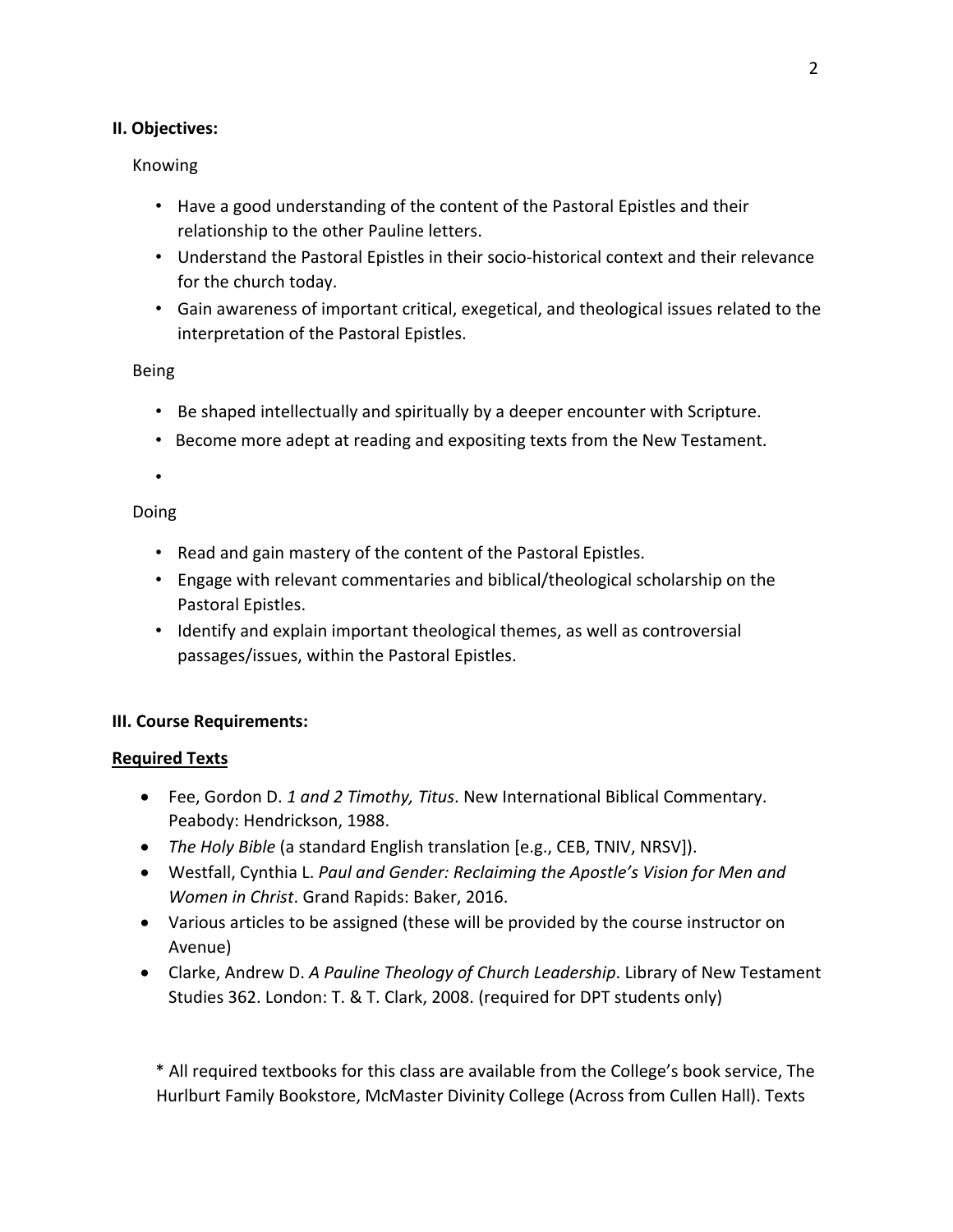**II. Objectives:**

Knowing

- Have a good understanding of the content of the Pastoral Epistles and their relationship to the other Pauline letters.
- Understand the Pastoral Epistles in their socio-historical context and their relevance for the church today.
- Gain awareness of important critical, exegetical, and theological issues related to the interpretation of the Pastoral Epistles.

Being

- Be shaped intellectually and spiritually by a deeper encounter with Scripture.
- Become more adept at reading and expositing texts from the New Testament.
- 

Doing

- Read and gain mastery of the content of the Pastoral Epistles.
- Engage with relevant commentaries and biblical/theological scholarship on the Pastoral Epistles.
- Identify and explain important theological themes, as well as controversial passages/issues, within the Pastoral Epistles.

**III. Course Requirements:**

**Required Texts**

- Fee, Gordon D. *1 and 2 Timothy, Titus*. New International Biblical Commentary. Peabody: Hendrickson, 1988.
- *The Holy Bible* (a standard English translation [e.g., CEB, TNIV, NRSV]).
- Westfall, Cynthia L. *Paul and Gender: Reclaiming the Apostle's Vision for Men and Women in Christ*. Grand Rapids: Baker, 2016.
- Various articles to be assigned (these will be provided by the course instructor on Avenue)
- Clarke, Andrew D. *A Pauline Theology of Church Leadership*. Library of New Testament Studies 362. London: T. & T. Clark, 2008. (required for DPT students only)

\* All required textbooks for this class are available from the College's book service, The Hurlburt Family Bookstore, McMaster Divinity College (Across from Cullen Hall). Texts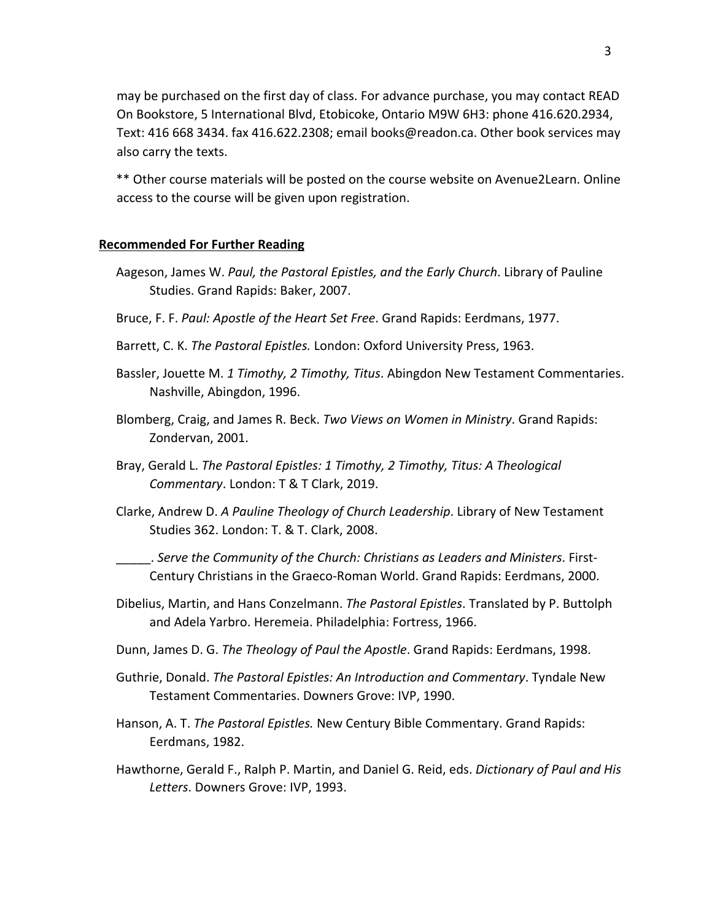may be purchased on the first day of class. For advance purchase, you may contact READ On Bookstore, 5 International Blvd, Etobicoke, Ontario M9W 6H3: phone 416.620.2934, Text: 416 668 3434. fax 416.622.2308; email books@readon.ca. Other book services may also carry the texts.

** Other course materials will be posted on the course website on Avenue2Learn. Online access to the course will be given upon registration.

## **Recommended For Further Reading**

Aageson, James W. *Paul, the Pastoral Epistles, and the Early Church*. Library of Pauline Studies. Grand Rapids: Baker, 2007.

Bruce, F. F. *Paul: Apostle of the Heart Set Free*. Grand Rapids: Eerdmans, 1977.

Barrett, C. K. *The Pastoral Epistles.* London: Oxford University Press, 1963.

Bassler, Jouette M. *1 Timothy, 2 Timothy, Titus*. Abingdon New Testament Commentaries. Nashville, Abingdon, 1996.

Blomberg, Craig, and James R. Beck. *Two Views on Women in Ministry*. Grand Rapids: Zondervan, 2001.

Bray, Gerald L. *The Pastoral Epistles: 1 Timothy, 2 Timothy, Titus: A Theological Commentary*. London: T & T Clark, 2019.

Clarke, Andrew D. *A Pauline Theology of Church Leadership*. Library of New Testament Studies 362. London: T. & T. Clark, 2008.

_____. *Serve the Community of the Church: Christians as Leaders and Ministers*. First-Century Christians in the Graeco-Roman World. Grand Rapids: Eerdmans, 2000.

Dibelius, Martin, and Hans Conzelmann. *The Pastoral Epistles*. Translated by P. Buttolph and Adela Yarbro. Heremeia. Philadelphia: Fortress, 1966.

Dunn, James D. G. *The Theology of Paul the Apostle*. Grand Rapids: Eerdmans, 1998.

Guthrie, Donald. *The Pastoral Epistles: An Introduction and Commentary*. Tyndale New Testament Commentaries. Downers Grove: IVP, 1990.

Hanson, A. T. *The Pastoral Epistles.* New Century Bible Commentary. Grand Rapids: Eerdmans, 1982.

Hawthorne, Gerald F., Ralph P. Martin, and Daniel G. Reid, eds. *Dictionary of Paul and His Letters*. Downers Grove: IVP, 1993.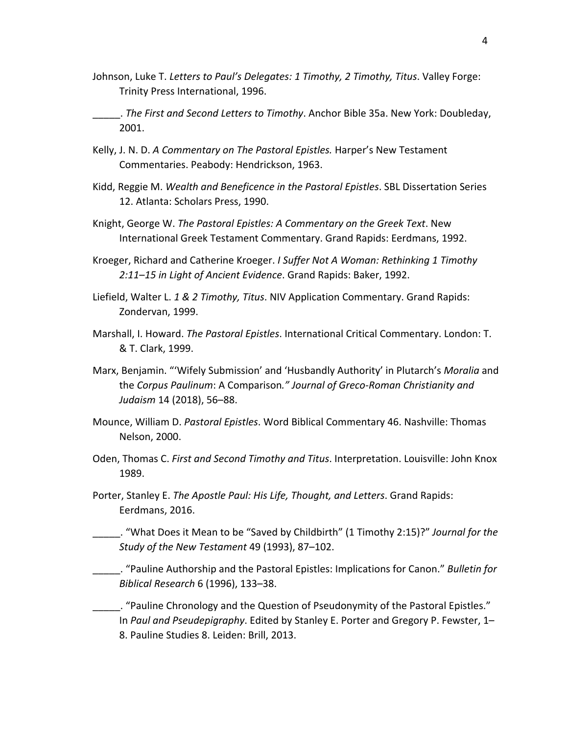Johnson, Luke T. *Letters to Paul's Delegates: 1 Timothy, 2 Timothy, Titus*. Valley Forge: Trinity Press International, 1996.

_____. *The First and Second Letters to Timothy*. Anchor Bible 35a. New York: Doubleday, 2001.

Kelly, J. N. D. *A Commentary on The Pastoral Epistles.* Harper's New Testament Commentaries. Peabody: Hendrickson, 1963.

Kidd, Reggie M. *Wealth and Beneficence in the Pastoral Epistles*. SBL Dissertation Series 12. Atlanta: Scholars Press, 1990.

Knight, George W. *The Pastoral Epistles: A Commentary on the Greek Text*. New International Greek Testament Commentary. Grand Rapids: Eerdmans, 1992.

Kroeger, Richard and Catherine Kroeger. *I Suffer Not A Woman: Rethinking 1 Timothy 2:11–15 in Light of Ancient Evidence*. Grand Rapids: Baker, 1992.

Liefield, Walter L. *1 & 2 Timothy, Titus*. NIV Application Commentary. Grand Rapids: Zondervan, 1999.

Marshall, I. Howard. *The Pastoral Epistles*. International Critical Commentary. London: T. & T. Clark, 1999.

Marx, Benjamin. "'Wifely Submission' and 'Husbandly Authority' in Plutarch's *Moralia* and the *Corpus Paulinum*: A Comparison*." Journal of Greco-Roman Christianity and Judaism* 14 (2018), 56–88.

Mounce, William D. *Pastoral Epistles*. Word Biblical Commentary 46. Nashville: Thomas Nelson, 2000.

Oden, Thomas C. *First and Second Timothy and Titus*. Interpretation. Louisville: John Knox 1989.

Porter, Stanley E. *The Apostle Paul: His Life, Thought, and Letters*. Grand Rapids: Eerdmans, 2016.

_____. "What Does it Mean to be "Saved by Childbirth" (1 Timothy 2:15)?" *Journal for the Study of the New Testament* 49 (1993), 87–102.

_____. "Pauline Authorship and the Pastoral Epistles: Implications for Canon." *Bulletin for Biblical Research* 6 (1996), 133–38.

_____. "Pauline Chronology and the Question of Pseudonymity of the Pastoral Epistles." In *Paul and Pseudepigraphy*. Edited by Stanley E. Porter and Gregory P. Fewster, 1–8. Pauline Studies 8. Leiden: Brill, 2013.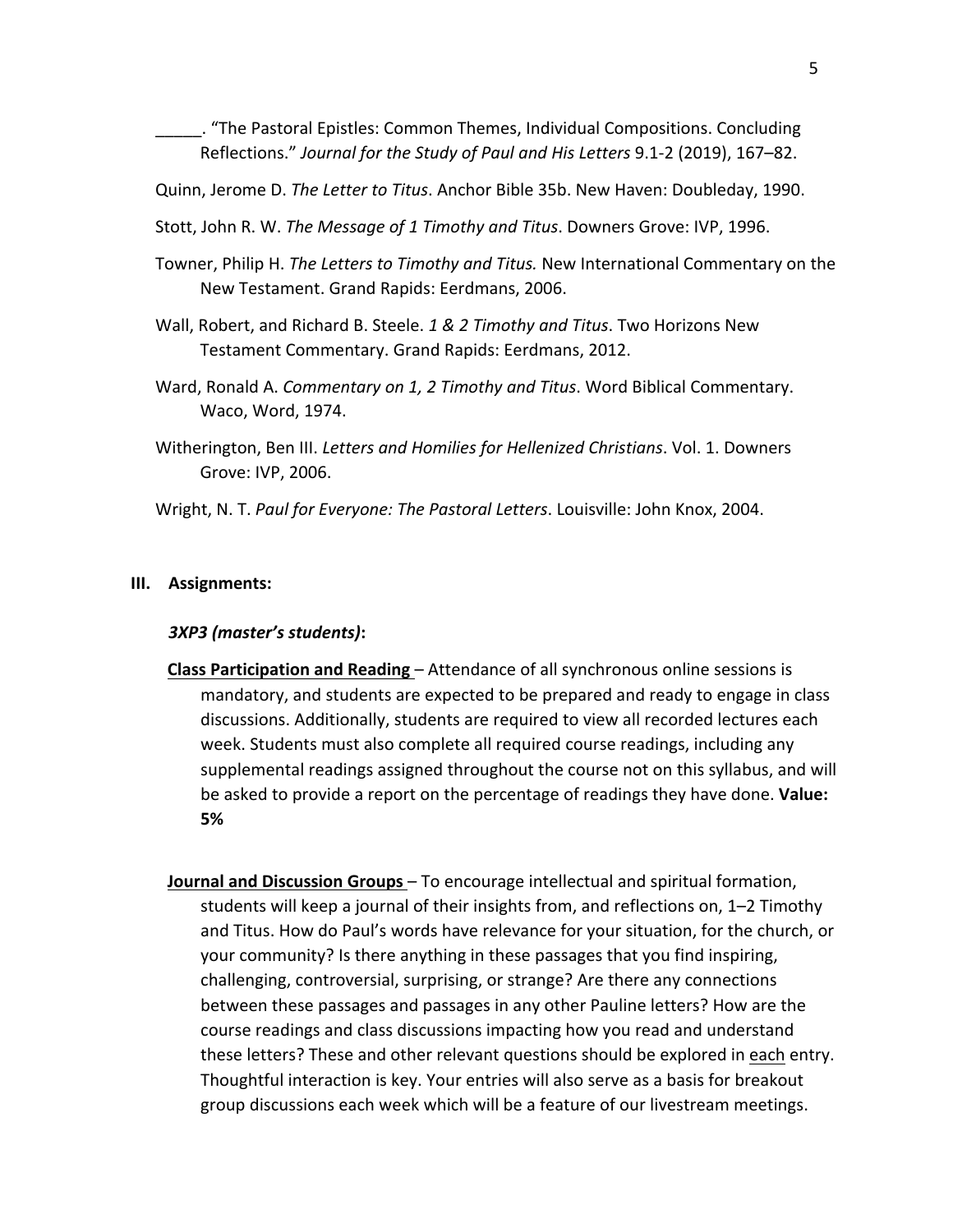_____. "The Pastoral Epistles: Common Themes, Individual Compositions. Concluding Reflections." *Journal for the Study of Paul and His Letters* 9.1-2 (2019), 167–82.

Quinn, Jerome D. *The Letter to Titus*. Anchor Bible 35b. New Haven: Doubleday, 1990.

Stott, John R. W. *The Message of 1 Timothy and Titus*. Downers Grove: IVP, 1996.

Towner, Philip H. *The Letters to Timothy and Titus.* New International Commentary on the New Testament. Grand Rapids: Eerdmans, 2006.

Wall, Robert, and Richard B. Steele. *1 & 2 Timothy and Titus*. Two Horizons New Testament Commentary. Grand Rapids: Eerdmans, 2012.

Ward, Ronald A. *Commentary on 1, 2 Timothy and Titus*. Word Biblical Commentary. Waco, Word, 1974.

Witherington, Ben III. *Letters and Homilies for Hellenized Christians*. Vol. 1. Downers Grove: IVP, 2006.

Wright, N. T. *Paul for Everyone: The Pastoral Letters*. Louisville: John Knox, 2004.

## III. Assignments:

### *3XP3 (master's students)*:

**Class Participation and Reading** – Attendance of all synchronous online sessions is mandatory, and students are expected to be prepared and ready to engage in class discussions. Additionally, students are required to view all recorded lectures each week. Students must also complete all required course readings, including any supplemental readings assigned throughout the course not on this syllabus, and will be asked to provide a report on the percentage of readings they have done. **Value: 5%**

**Journal and Discussion Groups** – To encourage intellectual and spiritual formation, students will keep a journal of their insights from, and reflections on, 1–2 Timothy and Titus. How do Paul's words have relevance for your situation, for the church, or your community? Is there anything in these passages that you find inspiring, challenging, controversial, surprising, or strange? Are there any connections between these passages and passages in any other Pauline letters? How are the course readings and class discussions impacting how you read and understand these letters? These and other relevant questions should be explored in each entry. Thoughtful interaction is key. Your entries will also serve as a basis for breakout group discussions each week which will be a feature of our livestream meetings.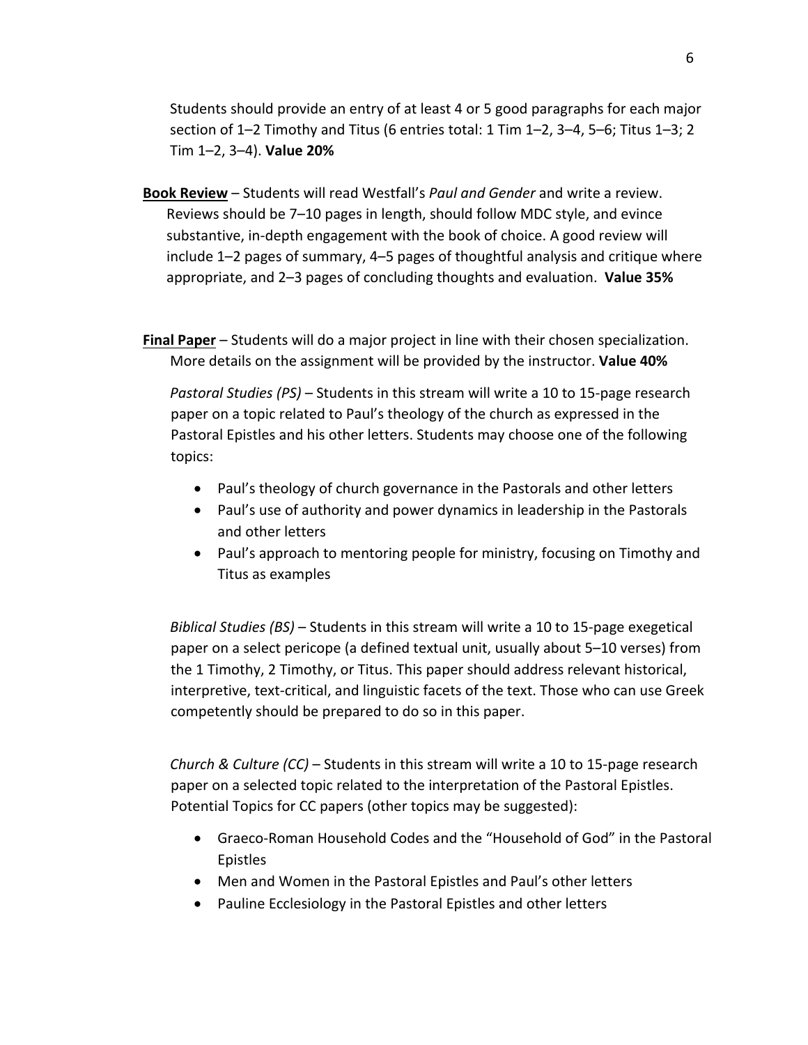Students should provide an entry of at least 4 or 5 good paragraphs for each major section of 1–2 Timothy and Titus (6 entries total: 1 Tim 1–2, 3–4, 5–6; Titus 1–3; 2 Tim 1–2, 3–4). **Value 20%**

**Book Review** – Students will read Westfall's *Paul and Gender* and write a review. Reviews should be 7–10 pages in length, should follow MDC style, and evince substantive, in-depth engagement with the book of choice. A good review will include 1–2 pages of summary, 4–5 pages of thoughtful analysis and critique where appropriate, and 2–3 pages of concluding thoughts and evaluation. **Value 35%**

**Final Paper** – Students will do a major project in line with their chosen specialization. More details on the assignment will be provided by the instructor. **Value 40%**

*Pastoral Studies (PS)* – Students in this stream will write a 10 to 15-page research paper on a topic related to Paul's theology of the church as expressed in the Pastoral Epistles and his other letters. Students may choose one of the following topics:

- Paul's theology of church governance in the Pastorals and other letters
- Paul's use of authority and power dynamics in leadership in the Pastorals and other letters
- Paul's approach to mentoring people for ministry, focusing on Timothy and Titus as examples

*Biblical Studies (BS)* – Students in this stream will write a 10 to 15-page exegetical paper on a select pericope (a defined textual unit, usually about 5–10 verses) from the 1 Timothy, 2 Timothy, or Titus. This paper should address relevant historical, interpretive, text-critical, and linguistic facets of the text. Those who can use Greek competently should be prepared to do so in this paper.

*Church & Culture (CC)* – Students in this stream will write a 10 to 15-page research paper on a selected topic related to the interpretation of the Pastoral Epistles. Potential Topics for CC papers (other topics may be suggested):

- Graeco-Roman Household Codes and the "Household of God" in the Pastoral Epistles
- Men and Women in the Pastoral Epistles and Paul's other letters
- Pauline Ecclesiology in the Pastoral Epistles and other letters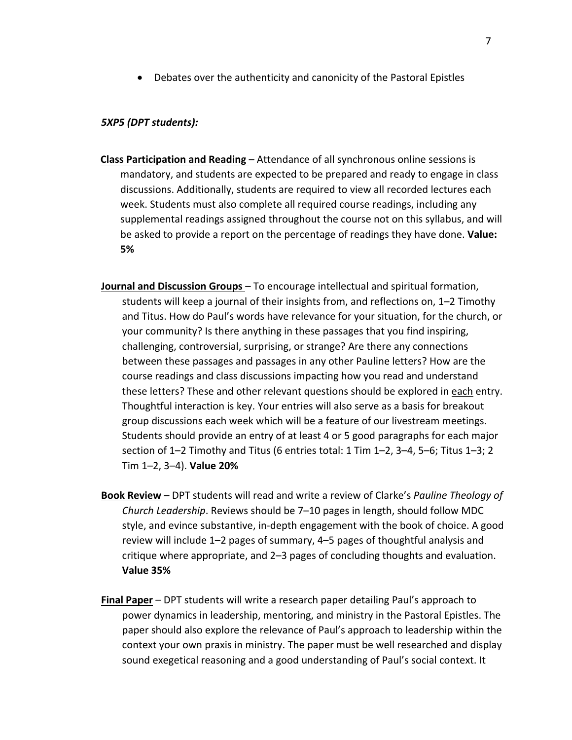- Debates over the authenticity and canonicity of the Pastoral Epistles

***5XP5 (DPT students):***

**<u>Class Participation and Reading</u>** – Attendance of all synchronous online sessions is mandatory, and students are expected to be prepared and ready to engage in class discussions. Additionally, students are required to view all recorded lectures each week. Students must also complete all required course readings, including any supplemental readings assigned throughout the course not on this syllabus, and will be asked to provide a report on the percentage of readings they have done. **Value: 5%**

**<u>Journal and Discussion Groups</u>** – To encourage intellectual and spiritual formation, students will keep a journal of their insights from, and reflections on, 1–2 Timothy and Titus. How do Paul's words have relevance for your situation, for the church, or your community? Is there anything in these passages that you find inspiring, challenging, controversial, surprising, or strange? Are there any connections between these passages and passages in any other Pauline letters? How are the course readings and class discussions impacting how you read and understand these letters? These and other relevant questions should be explored in <u>each</u> entry. Thoughtful interaction is key. Your entries will also serve as a basis for breakout group discussions each week which will be a feature of our livestream meetings. Students should provide an entry of at least 4 or 5 good paragraphs for each major section of 1–2 Timothy and Titus (6 entries total: 1 Tim 1–2, 3–4, 5–6; Titus 1–3; 2 Tim 1–2, 3–4). **Value 20%**

**<u>Book Review</u>** – DPT students will read and write a review of Clarke's *Pauline Theology of Church Leadership*. Reviews should be 7–10 pages in length, should follow MDC style, and evince substantive, in-depth engagement with the book of choice. A good review will include 1–2 pages of summary, 4–5 pages of thoughtful analysis and critique where appropriate, and 2–3 pages of concluding thoughts and evaluation. **Value 35%**

**<u>Final Paper</u>** – DPT students will write a research paper detailing Paul's approach to power dynamics in leadership, mentoring, and ministry in the Pastoral Epistles. The paper should also explore the relevance of Paul's approach to leadership within the context your own praxis in ministry. The paper must be well researched and display sound exegetical reasoning and a good understanding of Paul's social context. It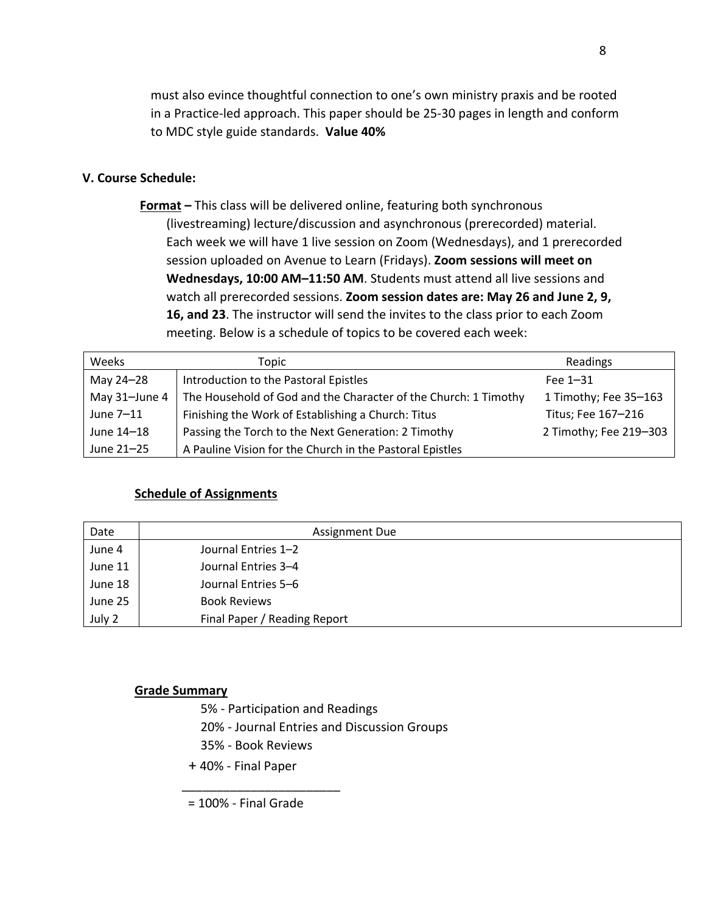must also evince thoughtful connection to one's own ministry praxis and be rooted in a Practice-led approach. This paper should be 25-30 pages in length and conform to MDC style guide standards. **Value 40%**

### V. Course Schedule:

**Format** – This class will be delivered online, featuring both synchronous (livestreaming) lecture/discussion and asynchronous (prerecorded) material. Each week we will have 1 live session on Zoom (Wednesdays), and 1 prerecorded session uploaded on Avenue to Learn (Fridays). **Zoom sessions will meet on Wednesdays, 10:00 AM–11:50 AM**. Students must attend all live sessions and watch all prerecorded sessions. **Zoom session dates are: May 26 and June 2, 9, 16, and 23**. The instructor will send the invites to the class prior to each Zoom meeting. Below is a schedule of topics to be covered each week:

| Weeks | Topic | Readings |
|---|---|---|
| May 24–28 | Introduction to the Pastoral Epistles | Fee 1–31 |
| May 31–June 4 | The Household of God and the Character of the Church: 1 Timothy | 1 Timothy; Fee 35–163 |
| June 7–11 | Finishing the Work of Establishing a Church: Titus | Titus; Fee 167–216 |
| June 14–18 | Passing the Torch to the Next Generation: 2 Timothy | 2 Timothy; Fee 219–303 |
| June 21–25 | A Pauline Vision for the Church in the Pastoral Epistles | |

**Schedule of Assignments**

| Date | Assignment Due |
|---|---|
| June 4 | Journal Entries 1–2 |
| June 11 | Journal Entries 3–4 |
| June 18 | Journal Entries 5–6 |
| June 25 | Book Reviews |
| July 2 | Final Paper / Reading Report |

**Grade Summary**

5% - Participation and Readings
20% - Journal Entries and Discussion Groups
35% - Book Reviews
+ 40% - Final Paper
________________________
= 100% - Final Grade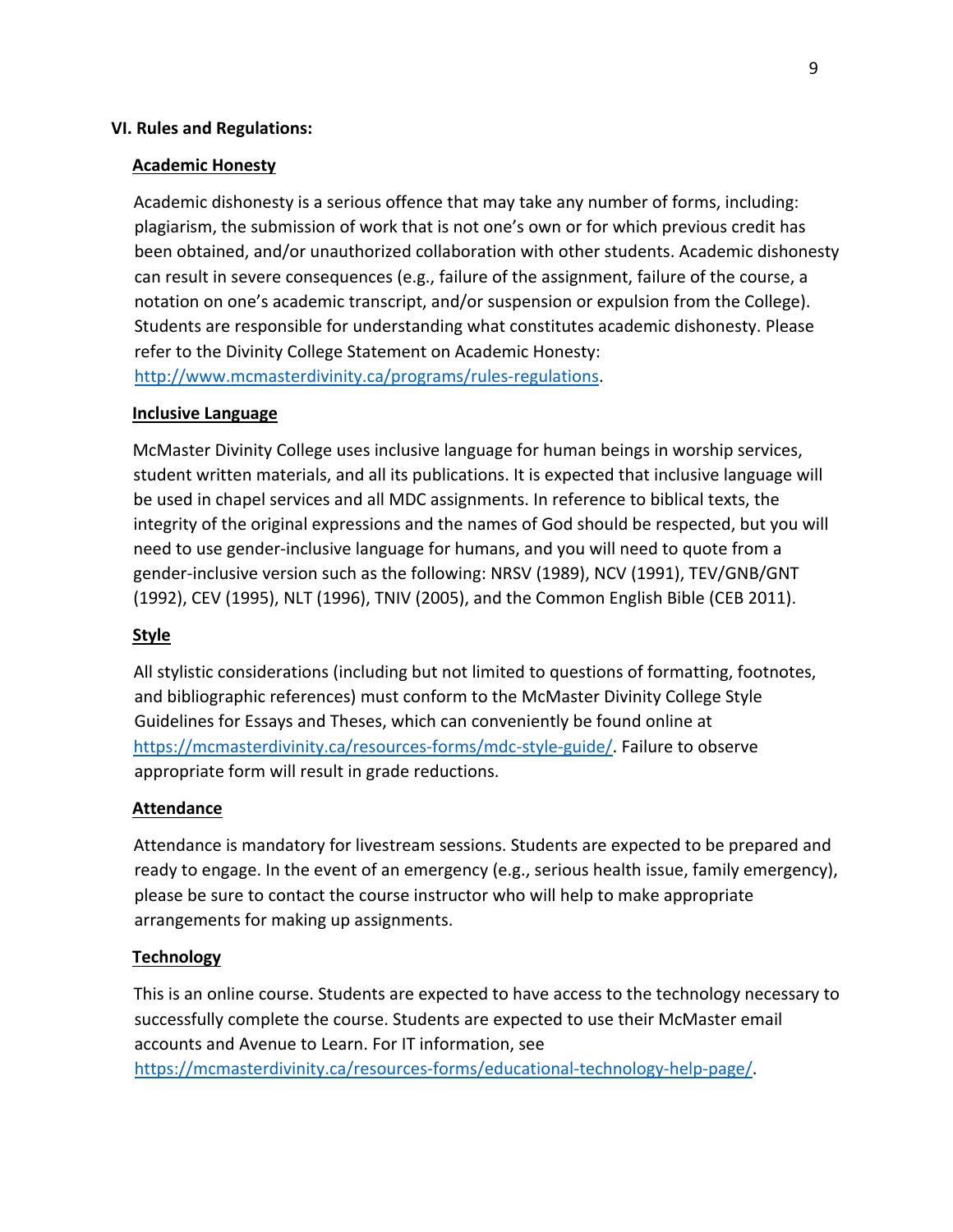## VI. Rules and Regulations:

### Academic Honesty

Academic dishonesty is a serious offence that may take any number of forms, including: plagiarism, the submission of work that is not one's own or for which previous credit has been obtained, and/or unauthorized collaboration with other students. Academic dishonesty can result in severe consequences (e.g., failure of the assignment, failure of the course, a notation on one's academic transcript, and/or suspension or expulsion from the College). Students are responsible for understanding what constitutes academic dishonesty. Please refer to the Divinity College Statement on Academic Honesty: http://www.mcmasterdivinity.ca/programs/rules-regulations.

### Inclusive Language

McMaster Divinity College uses inclusive language for human beings in worship services, student written materials, and all its publications. It is expected that inclusive language will be used in chapel services and all MDC assignments. In reference to biblical texts, the integrity of the original expressions and the names of God should be respected, but you will need to use gender-inclusive language for humans, and you will need to quote from a gender-inclusive version such as the following: NRSV (1989), NCV (1991), TEV/GNB/GNT (1992), CEV (1995), NLT (1996), TNIV (2005), and the Common English Bible (CEB 2011).

### Style

All stylistic considerations (including but not limited to questions of formatting, footnotes, and bibliographic references) must conform to the McMaster Divinity College Style Guidelines for Essays and Theses, which can conveniently be found online at https://mcmasterdivinity.ca/resources-forms/mdc-style-guide/. Failure to observe appropriate form will result in grade reductions.

### Attendance

Attendance is mandatory for livestream sessions. Students are expected to be prepared and ready to engage. In the event of an emergency (e.g., serious health issue, family emergency), please be sure to contact the course instructor who will help to make appropriate arrangements for making up assignments.

### Technology

This is an online course. Students are expected to have access to the technology necessary to successfully complete the course. Students are expected to use their McMaster email accounts and Avenue to Learn. For IT information, see https://mcmasterdivinity.ca/resources-forms/educational-technology-help-page/.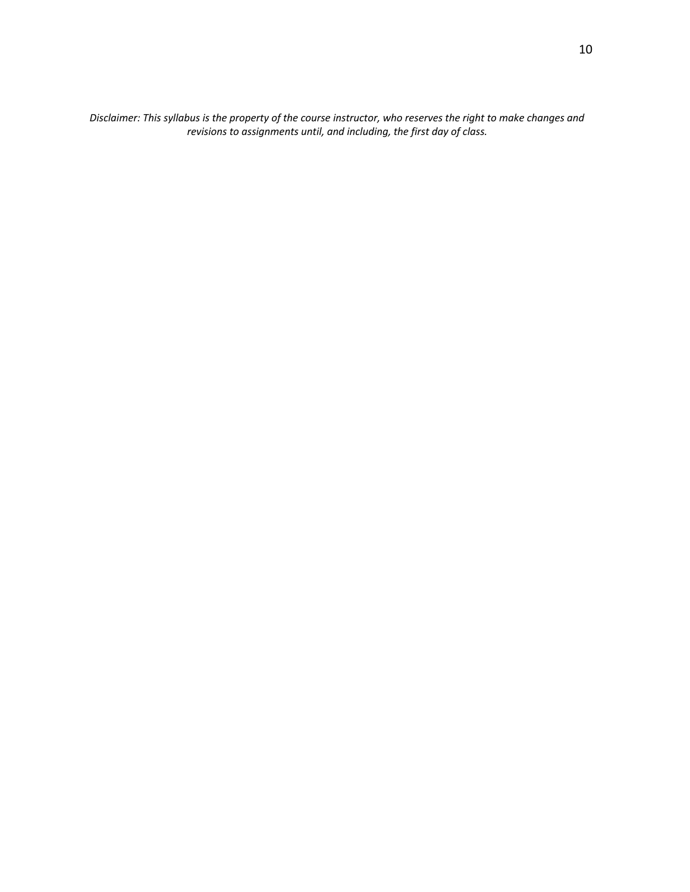*Disclaimer: This syllabus is the property of the course instructor, who reserves the right to make changes and revisions to assignments until, and including, the first day of class.*